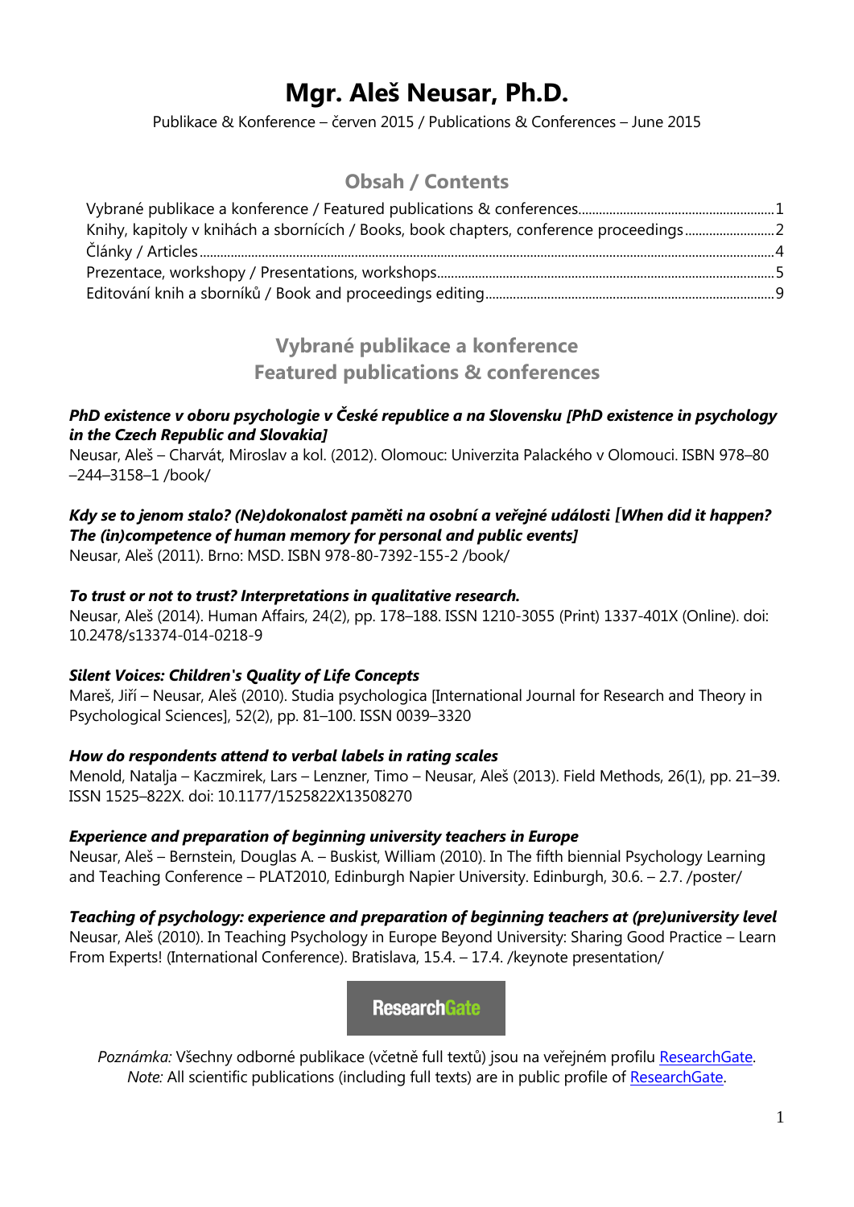# Mgr. Aleš Neusar, Ph.D.

Publikace & Konference – červen 2015 / Publications & Conferences – June 2015

## Obsah / Contents

- Vybrané publikace a konference / Featured publications & conferences ........ 1
- Knihy, kapitoly v knihách a sbornících / Books, book chapters, conference proceedings ........ 2
- Články / Articles ........ 4
- Prezentace, workshopy / Presentations, workshops ........ 5
- Editování knih a sborníků / Book and proceedings editing ........ 9

## Vybrané publikace a konference
## Featured publications & conferences

***PhD existence v oboru psychologie v České republice a na Slovensku [PhD existence in psychology in the Czech Republic and Slovakia]***
Neusar, Aleš – Charvát, Miroslav a kol. (2012). Olomouc: Univerzita Palackého v Olomouci. ISBN 978–80–244–3158–1 /book/

***Kdy se to jenom stalo? (Ne)dokonalost paměti na osobní a veřejné události [When did it happen? The (in)competence of human memory for personal and public events]***
Neusar, Aleš (2011). Brno: MSD. ISBN 978-80-7392-155-2 /book/

***To trust or not to trust? Interpretations in qualitative research.***
Neusar, Aleš (2014). Human Affairs, 24(2), pp. 178–188. ISSN 1210-3055 (Print) 1337-401X (Online). doi: 10.2478/s13374-014-0218-9

***Silent Voices: Children's Quality of Life Concepts***
Mareš, Jiří – Neusar, Aleš (2010). Studia psychologica [International Journal for Research and Theory in Psychological Sciences], 52(2), pp. 81–100. ISSN 0039–3320

***How do respondents attend to verbal labels in rating scales***
Menold, Natalja – Kaczmirek, Lars – Lenzner, Timo – Neusar, Aleš (2013). Field Methods, 26(1), pp. 21–39. ISSN 1525–822X. doi: 10.1177/1525822X13508270

***Experience and preparation of beginning university teachers in Europe***
Neusar, Aleš – Bernstein, Douglas A. – Buskist, William (2010). In The fifth biennial Psychology Learning and Teaching Conference – PLAT2010, Edinburgh Napier University. Edinburgh, 30.6. – 2.7. /poster/

***Teaching of psychology: experience and preparation of beginning teachers at (pre)university level***
Neusar, Aleš (2010). In Teaching Psychology in Europe Beyond University: Sharing Good Practice – Learn From Experts! (International Conference). Bratislava, 15.4. – 17.4. /keynote presentation/

ResearchGate

*Poznámka:* Všechny odborné publikace (včetně full textů) jsou na veřejném profilu ResearchGate.
*Note:* All scientific publications (including full texts) are in public profile of ResearchGate.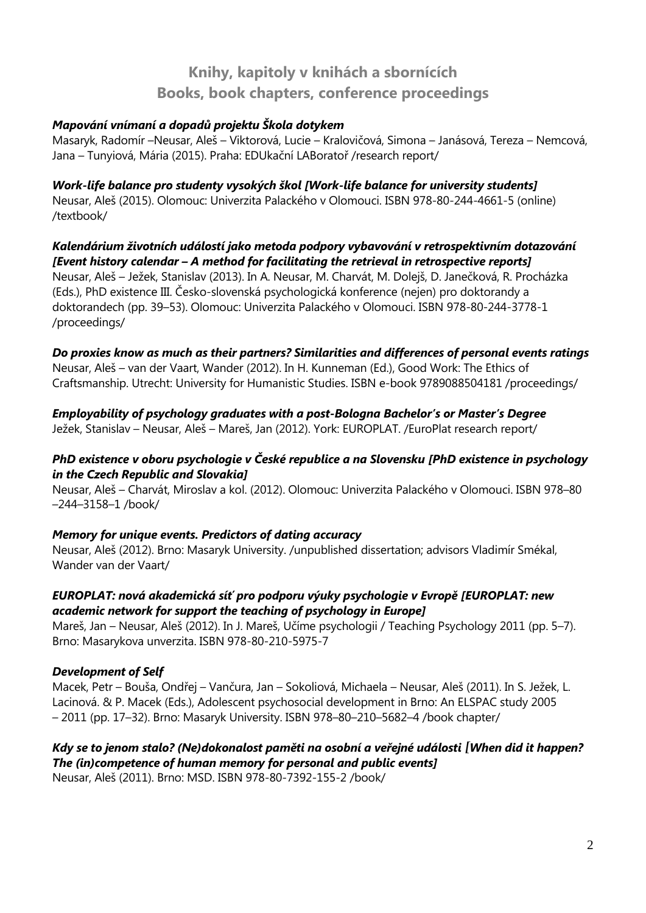## Knihy, kapitoly v knihách a sbornících
## Books, book chapters, conference proceedings

***Mapování vnímaní a dopadů projektu Škola dotykem***
Masaryk, Radomír –Neusar, Aleš – Viktorová, Lucie – Kralovičová, Simona – Janásová, Tereza – Nemcová, Jana – Tunyiová, Mária (2015). Praha: EDUkační LABoratoř /research report/

***Work-life balance pro studenty vysokých škol [Work-life balance for university students]***
Neusar, Aleš (2015). Olomouc: Univerzita Palackého v Olomouci. ISBN 978-80-244-4661-5 (online) /textbook/

***Kalendárium životních událostí jako metoda podpory vybavování v retrospektivním dotazování [Event history calendar – A method for facilitating the retrieval in retrospective reports]***
Neusar, Aleš – Ježek, Stanislav (2013). In A. Neusar, M. Charvát, M. Dolejš, D. Janečková, R. Procházka (Eds.), PhD existence III. Česko-slovenská psychologická konference (nejen) pro doktorandy a doktorandech (pp. 39–53). Olomouc: Univerzita Palackého v Olomouci. ISBN 978-80-244-3778-1 /proceedings/

***Do proxies know as much as their partners? Similarities and differences of personal events ratings***
Neusar, Aleš – van der Vaart, Wander (2012). In H. Kunneman (Ed.), Good Work: The Ethics of Craftsmanship. Utrecht: University for Humanistic Studies. ISBN e-book 9789088504181 /proceedings/

***Employability of psychology graduates with a post-Bologna Bachelor's or Master's Degree***
Ježek, Stanislav – Neusar, Aleš – Mareš, Jan (2012). York: EUROPLAT. /EuroPlat research report/

***PhD existence v oboru psychologie v České republice a na Slovensku [PhD existence in psychology in the Czech Republic and Slovakia]***
Neusar, Aleš – Charvát, Miroslav a kol. (2012). Olomouc: Univerzita Palackého v Olomouci. ISBN 978–80 –244–3158–1 /book/

***Memory for unique events. Predictors of dating accuracy***
Neusar, Aleš (2012). Brno: Masaryk University. /unpublished dissertation; advisors Vladimír Smékal, Wander van der Vaart/

***EUROPLAT: nová akademická síť pro podporu výuky psychologie v Evropě [EUROPLAT: new academic network for support the teaching of psychology in Europe]***
Mareš, Jan – Neusar, Aleš (2012). In J. Mareš, Učíme psychologii / Teaching Psychology 2011 (pp. 5–7). Brno: Masarykova unverzita. ISBN 978-80-210-5975-7

***Development of Self***
Macek, Petr – Bouša, Ondřej – Vančura, Jan – Sokoliová, Michaela – Neusar, Aleš (2011). In S. Ježek, L. Lacinová. & P. Macek (Eds.), Adolescent psychosocial development in Brno: An ELSPAC study 2005 – 2011 (pp. 17–32). Brno: Masaryk University. ISBN 978–80–210–5682–4 /book chapter/

***Kdy se to jenom stalo? (Ne)dokonalost paměti na osobní a veřejné události [When did it happen? The (in)competence of human memory for personal and public events]***
Neusar, Aleš (2011). Brno: MSD. ISBN 978-80-7392-155-2 /book/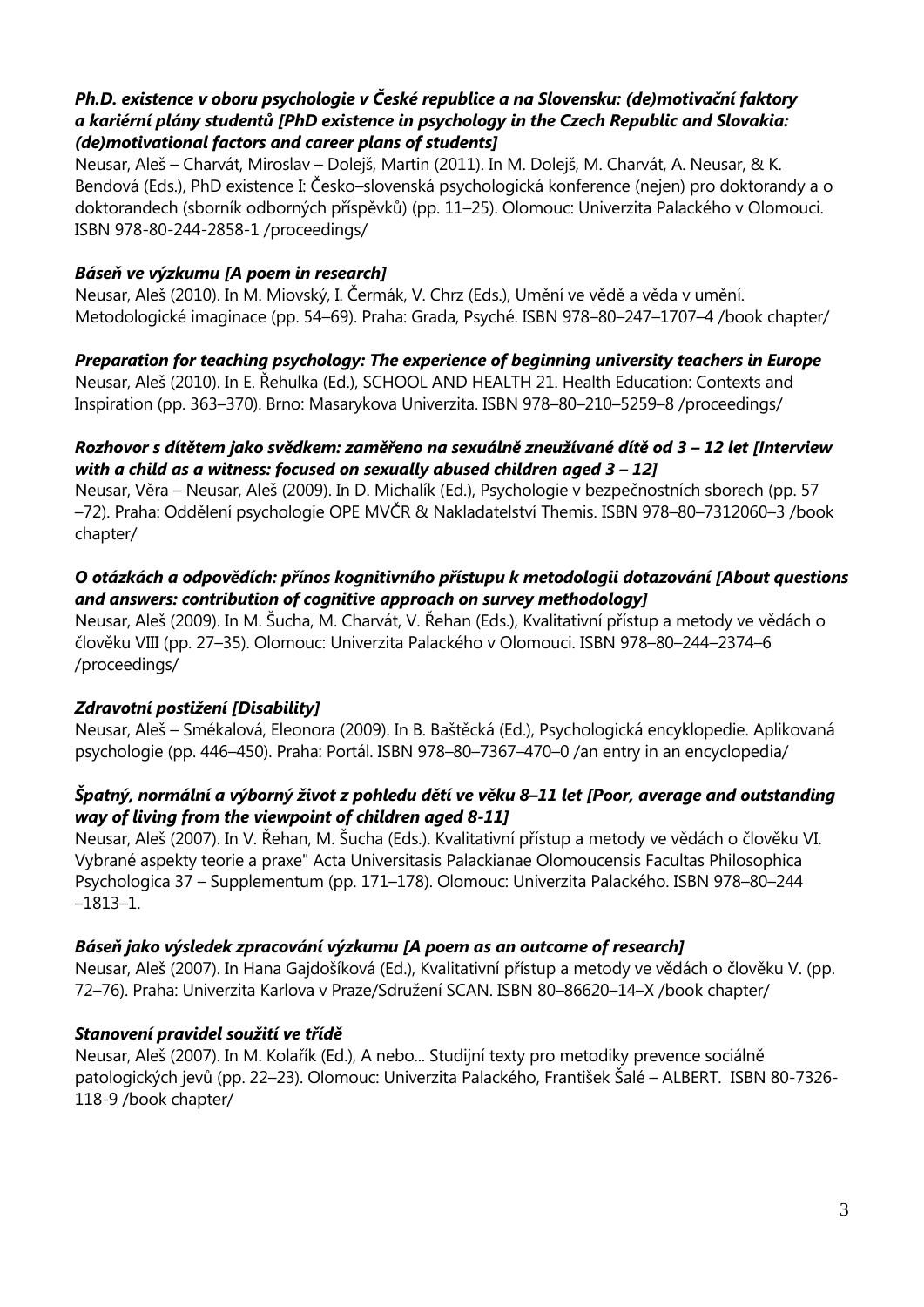***Ph.D. existence v oboru psychologie v České republice a na Slovensku: (de)motivační faktory a kariérní plány studentů [PhD existence in psychology in the Czech Republic and Slovakia: (de)motivational factors and career plans of students]***
Neusar, Aleš – Charvát, Miroslav – Dolejš, Martin (2011). In M. Dolejš, M. Charvát, A. Neusar, & K. Bendová (Eds.), PhD existence I: Česko–slovenská psychologická konference (nejen) pro doktorandy a o doktorandech (sborník odborných příspěvků) (pp. 11–25). Olomouc: Univerzita Palackého v Olomouci. ISBN 978-80-244-2858-1 /proceedings/

***Báseň ve výzkumu [A poem in research]***
Neusar, Aleš (2010). In M. Miovský, I. Čermák, V. Chrz (Eds.), Umění ve vědě a věda v umění. Metodologické imaginace (pp. 54–69). Praha: Grada, Psyché. ISBN 978–80–247–1707–4 /book chapter/

***Preparation for teaching psychology: The experience of beginning university teachers in Europe***
Neusar, Aleš (2010). In E. Řehulka (Ed.), SCHOOL AND HEALTH 21. Health Education: Contexts and Inspiration (pp. 363–370). Brno: Masarykova Univerzita. ISBN 978–80–210–5259–8 /proceedings/

***Rozhovor s dítětem jako svědkem: zaměřeno na sexuálně zneužívané dítě od 3 – 12 let [Interview with a child as a witness: focused on sexually abused children aged 3 – 12]***
Neusar, Věra – Neusar, Aleš (2009). In D. Michalík (Ed.), Psychologie v bezpečnostních sborech (pp. 57 –72). Praha: Oddělení psychologie OPE MVČR & Nakladatelství Themis. ISBN 978–80–7312060–3 /book chapter/

***O otázkách a odpovědích: přínos kognitivního přístupu k metodologii dotazování [About questions and answers: contribution of cognitive approach on survey methodology]***
Neusar, Aleš (2009). In M. Šucha, M. Charvát, V. Řehan (Eds.), Kvalitativní přístup a metody ve vědách o člověku VIII (pp. 27–35). Olomouc: Univerzita Palackého v Olomouci. ISBN 978–80–244–2374–6 /proceedings/

***Zdravotní postižení [Disability]***
Neusar, Aleš – Smékalová, Eleonora (2009). In B. Baštěcká (Ed.), Psychologická encyklopedie. Aplikovaná psychologie (pp. 446–450). Praha: Portál. ISBN 978–80–7367–470–0 /an entry in an encyclopedia/

***Špatný, normální a výborný život z pohledu dětí ve věku 8–11 let [Poor, average and outstanding way of living from the viewpoint of children aged 8-11]***
Neusar, Aleš (2007). In V. Řehan, M. Šucha (Eds.). Kvalitativní přístup a metody ve vědách o člověku VI. Vybrané aspekty teorie a praxe" Acta Universitasis Palackianae Olomoucensis Facultas Philosophica Psychologica 37 – Supplementum (pp. 171–178). Olomouc: Univerzita Palackého. ISBN 978–80–244 –1813–1.

***Báseň jako výsledek zpracování výzkumu [A poem as an outcome of research]***
Neusar, Aleš (2007). In Hana Gajdošíková (Ed.), Kvalitativní přístup a metody ve vědách o člověku V. (pp. 72–76). Praha: Univerzita Karlova v Praze/Sdružení SCAN. ISBN 80–86620–14–X /book chapter/

***Stanovení pravidel soužití ve třídě***
Neusar, Aleš (2007). In M. Kolařík (Ed.), A nebo... Studijní texty pro metodiky prevence sociálně patologických jevů (pp. 22–23). Olomouc: Univerzita Palackého, František Šalé – ALBERT. ISBN 80-7326-118-9 /book chapter/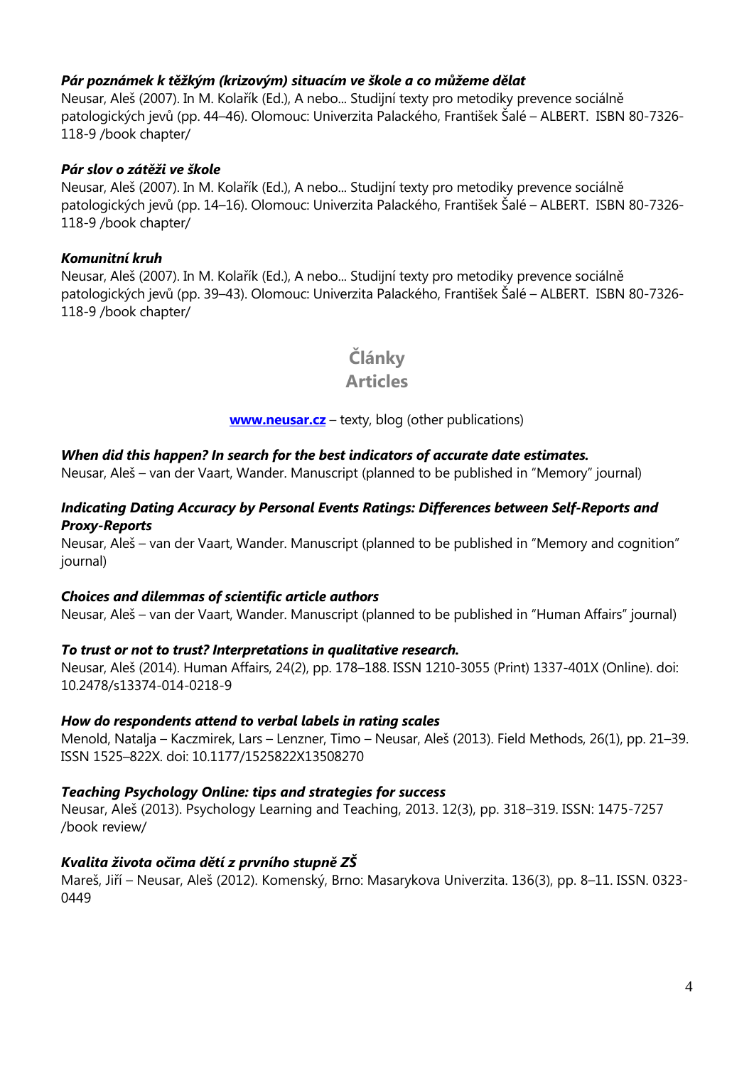***Pár poznámek k těžkým (krizovým) situacím ve škole a co můžeme dělat***
Neusar, Aleš (2007). In M. Kolařík (Ed.), A nebo... Studijní texty pro metodiky prevence sociálně patologických jevů (pp. 44–46). Olomouc: Univerzita Palackého, František Šalé – ALBERT. ISBN 80-7326-118-9 /book chapter/

***Pár slov o zátěži ve škole***
Neusar, Aleš (2007). In M. Kolařík (Ed.), A nebo... Studijní texty pro metodiky prevence sociálně patologických jevů (pp. 14–16). Olomouc: Univerzita Palackého, František Šalé – ALBERT. ISBN 80-7326-118-9 /book chapter/

***Komunitní kruh***
Neusar, Aleš (2007). In M. Kolařík (Ed.), A nebo... Studijní texty pro metodiky prevence sociálně patologických jevů (pp. 39–43). Olomouc: Univerzita Palackého, František Šalé – ALBERT. ISBN 80-7326-118-9 /book chapter/

## Články
## Articles

**www.neusar.cz** – texty, blog (other publications)

***When did this happen? In search for the best indicators of accurate date estimates.***
Neusar, Aleš – van der Vaart, Wander. Manuscript (planned to be published in "Memory" journal)

***Indicating Dating Accuracy by Personal Events Ratings: Differences between Self-Reports and Proxy-Reports***
Neusar, Aleš – van der Vaart, Wander. Manuscript (planned to be published in "Memory and cognition" journal)

***Choices and dilemmas of scientific article authors***
Neusar, Aleš – van der Vaart, Wander. Manuscript (planned to be published in "Human Affairs" journal)

***To trust or not to trust? Interpretations in qualitative research.***
Neusar, Aleš (2014). Human Affairs, 24(2), pp. 178–188. ISSN 1210-3055 (Print) 1337-401X (Online). doi: 10.2478/s13374-014-0218-9

***How do respondents attend to verbal labels in rating scales***
Menold, Natalja – Kaczmirek, Lars – Lenzner, Timo – Neusar, Aleš (2013). Field Methods, 26(1), pp. 21–39. ISSN 1525–822X. doi: 10.1177/1525822X13508270

***Teaching Psychology Online: tips and strategies for success***
Neusar, Aleš (2013). Psychology Learning and Teaching, 2013. 12(3), pp. 318–319. ISSN: 1475-7257 /book review/

***Kvalita života očima dětí z prvního stupně ZŠ***
Mareš, Jiří – Neusar, Aleš (2012). Komenský, Brno: Masarykova Univerzita. 136(3), pp. 8–11. ISSN. 0323-0449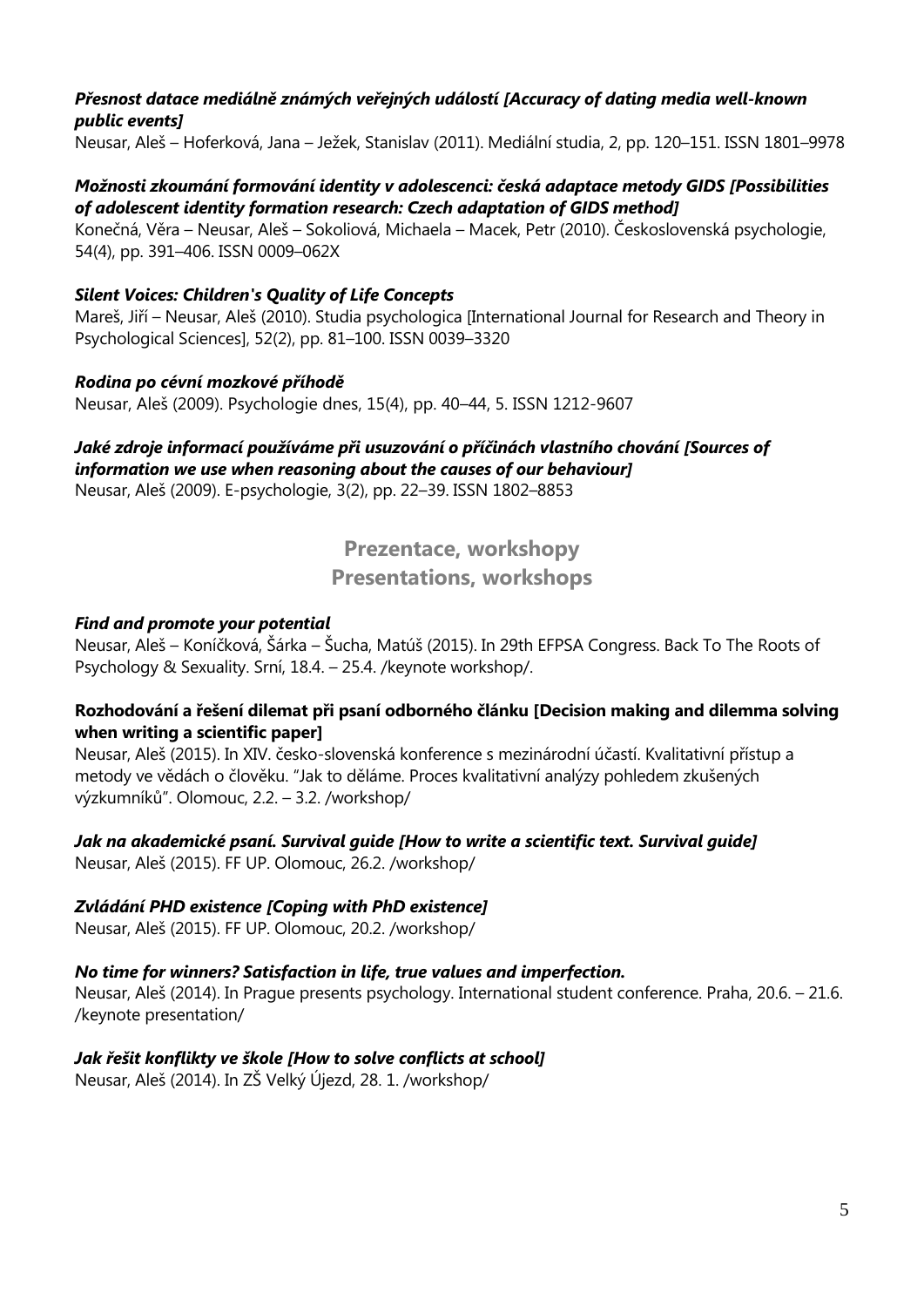***Přesnost datace mediálně známých veřejných událostí [Accuracy of dating media well-known public events]***

Neusar, Aleš – Hoferková, Jana – Ježek, Stanislav (2011). Mediální studia, 2, pp. 120–151. ISSN 1801–9978

***Možnosti zkoumání formování identity v adolescenci: česká adaptace metody GIDS [Possibilities of adolescent identity formation research: Czech adaptation of GIDS method]***

Konečná, Věra – Neusar, Aleš – Sokoliová, Michaela – Macek, Petr (2010). Československá psychologie, 54(4), pp. 391–406. ISSN 0009–062X

***Silent Voices: Children's Quality of Life Concepts***

Mareš, Jiří – Neusar, Aleš (2010). Studia psychologica [International Journal for Research and Theory in Psychological Sciences], 52(2), pp. 81–100. ISSN 0039–3320

***Rodina po cévní mozkové příhodě***

Neusar, Aleš (2009). Psychologie dnes, 15(4), pp. 40–44, 5. ISSN 1212-9607

***Jaké zdroje informací používáme při usuzování o příčinách vlastního chování [Sources of information we use when reasoning about the causes of our behaviour]***

Neusar, Aleš (2009). E-psychologie, 3(2), pp. 22–39. ISSN 1802–8853

## Prezentace, workshopy
## Presentations, workshops

***Find and promote your potential***

Neusar, Aleš – Koníčková, Šárka – Šucha, Matúš (2015). In 29th EFPSA Congress. Back To The Roots of Psychology & Sexuality. Srní, 18.4. – 25.4. /keynote workshop/.

**Rozhodování a řešení dilemat při psaní odborného článku [Decision making and dilemma solving when writing a scientific paper]**

Neusar, Aleš (2015). In XIV. česko-slovenská konference s mezinárodní účastí. Kvalitativní přístup a metody ve vědách o člověku. "Jak to děláme. Proces kvalitativní analýzy pohledem zkušených výzkumníků". Olomouc, 2.2. – 3.2. /workshop/

***Jak na akademické psaní. Survival guide [How to write a scientific text. Survival guide]***

Neusar, Aleš (2015). FF UP. Olomouc, 26.2. /workshop/

***Zvládání PHD existence [Coping with PhD existence]***

Neusar, Aleš (2015). FF UP. Olomouc, 20.2. /workshop/

***No time for winners? Satisfaction in life, true values and imperfection.***

Neusar, Aleš (2014). In Prague presents psychology. International student conference. Praha, 20.6. – 21.6. /keynote presentation/

***Jak řešit konflikty ve škole [How to solve conflicts at school]***

Neusar, Aleš (2014). In ZŠ Velký Újezd, 28. 1. /workshop/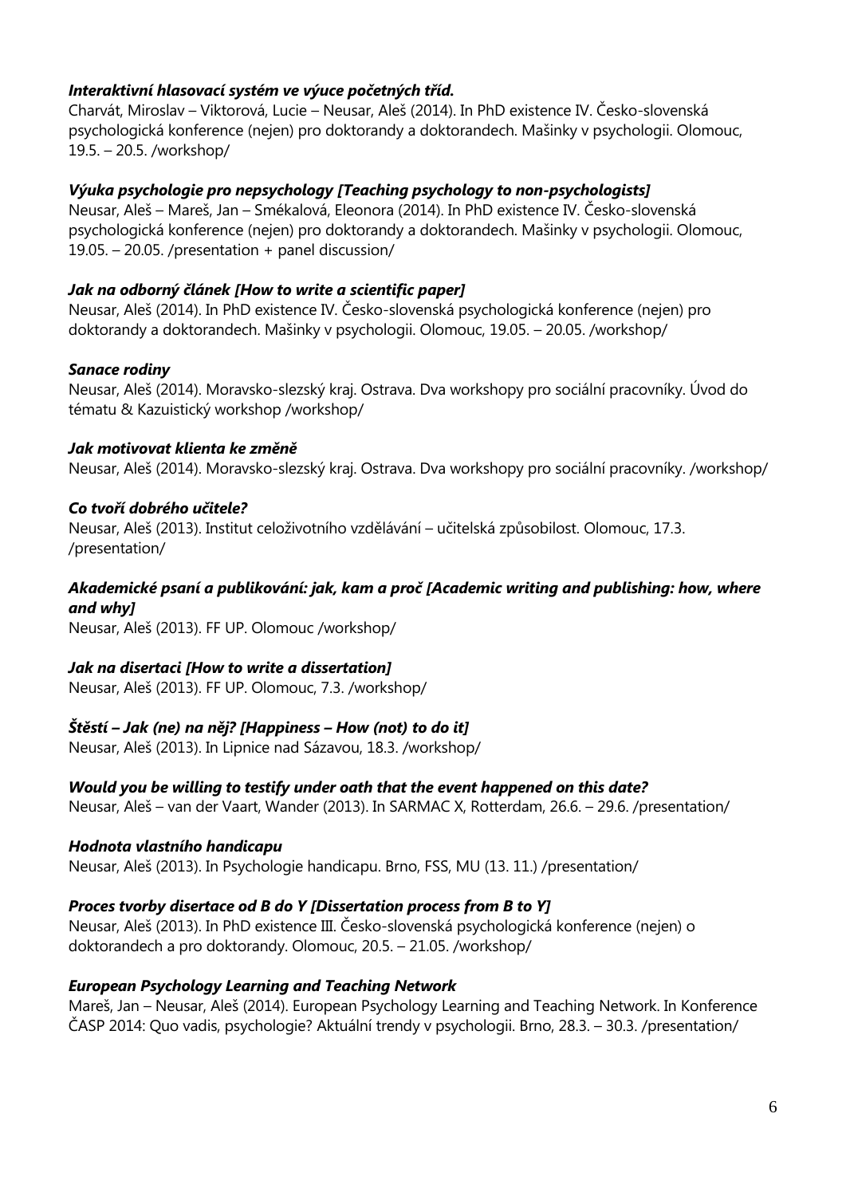***Interaktivní hlasovací systém ve výuce početných tříd.***
Charvát, Miroslav – Viktorová, Lucie – Neusar, Aleš (2014). In PhD existence IV. Česko-slovenská psychologická konference (nejen) pro doktorandy a doktorandech. Mašinky v psychologii. Olomouc, 19.5. – 20.5. /workshop/

***Výuka psychologie pro nepsychology [Teaching psychology to non-psychologists]***
Neusar, Aleš – Mareš, Jan – Smékalová, Eleonora (2014). In PhD existence IV. Česko-slovenská psychologická konference (nejen) pro doktorandy a doktorandech. Mašinky v psychologii. Olomouc, 19.05. – 20.05. /presentation + panel discussion/

***Jak na odborný článek [How to write a scientific paper]***
Neusar, Aleš (2014). In PhD existence IV. Česko-slovenská psychologická konference (nejen) pro doktorandy a doktorandech. Mašinky v psychologii. Olomouc, 19.05. – 20.05. /workshop/

***Sanace rodiny***
Neusar, Aleš (2014). Moravsko-slezský kraj. Ostrava. Dva workshopy pro sociální pracovníky. Úvod do tématu & Kazuistický workshop /workshop/

***Jak motivovat klienta ke změně***
Neusar, Aleš (2014). Moravsko-slezský kraj. Ostrava. Dva workshopy pro sociální pracovníky. /workshop/

***Co tvoří dobrého učitele?***
Neusar, Aleš (2013). Institut celoživotního vzdělávání – učitelská způsobilost. Olomouc, 17.3. /presentation/

***Akademické psaní a publikování: jak, kam a proč [Academic writing and publishing: how, where and why]***
Neusar, Aleš (2013). FF UP. Olomouc /workshop/

***Jak na disertaci [How to write a dissertation]***
Neusar, Aleš (2013). FF UP. Olomouc, 7.3. /workshop/

***Štěstí – Jak (ne) na něj? [Happiness – How (not) to do it]***
Neusar, Aleš (2013). In Lipnice nad Sázavou, 18.3. /workshop/

***Would you be willing to testify under oath that the event happened on this date?***
Neusar, Aleš – van der Vaart, Wander (2013). In SARMAC X, Rotterdam, 26.6. – 29.6. /presentation/

***Hodnota vlastního handicapu***
Neusar, Aleš (2013). In Psychologie handicapu. Brno, FSS, MU (13. 11.) /presentation/

***Proces tvorby disertace od B do Y [Dissertation process from B to Y]***
Neusar, Aleš (2013). In PhD existence III. Česko-slovenská psychologická konference (nejen) o doktorandech a pro doktorandy. Olomouc, 20.5. – 21.05. /workshop/

***European Psychology Learning and Teaching Network***
Mareš, Jan – Neusar, Aleš (2014). European Psychology Learning and Teaching Network. In Konference ČASP 2014: Quo vadis, psychologie? Aktuální trendy v psychologii. Brno, 28.3. – 30.3. /presentation/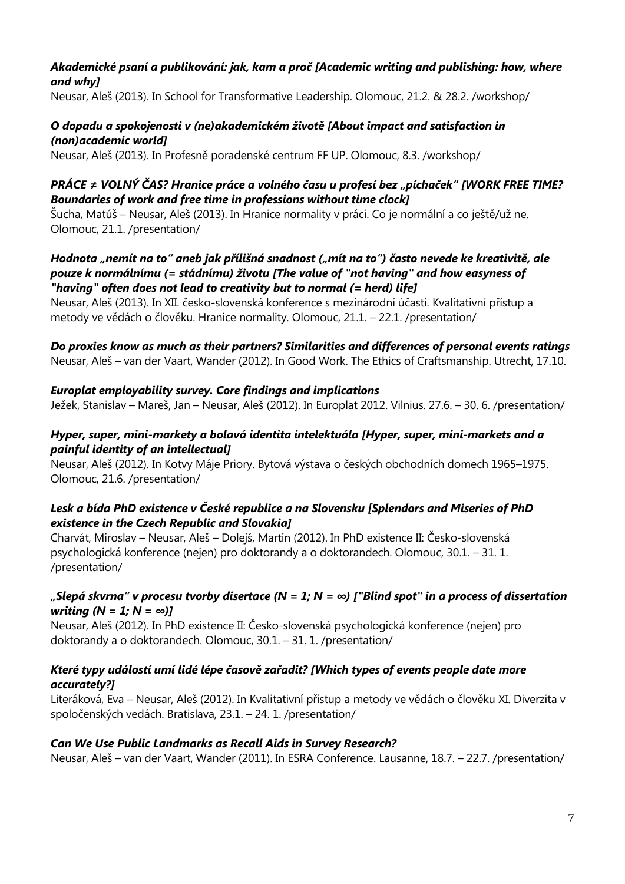***Akademické psaní a publikování: jak, kam a proč [Academic writing and publishing: how, where and why]***

Neusar, Aleš (2013). In School for Transformative Leadership. Olomouc, 21.2. & 28.2. /workshop/

***O dopadu a spokojenosti v (ne)akademickém životě [About impact and satisfaction in (non)academic world]***

Neusar, Aleš (2013). In Profesně poradenské centrum FF UP. Olomouc, 8.3. /workshop/

***PRÁCE ≠ VOLNÝ ČAS? Hranice práce a volného času u profesí bez „píchaček" [WORK FREE TIME? Boundaries of work and free time in professions without time clock]***

Šucha, Matúš – Neusar, Aleš (2013). In Hranice normality v práci. Co je normální a co ještě/už ne. Olomouc, 21.1. /presentation/

***Hodnota „nemít na to" aneb jak přílišná snadnost („mít na to") často nevede ke kreativitě, ale pouze k normálnímu (= stádnímu) životu [The value of "not having" and how easyness of "having" often does not lead to creativity but to normal (= herd) life]***

Neusar, Aleš (2013). In XII. česko-slovenská konference s mezinárodní účastí. Kvalitativní přístup a metody ve vědách o člověku. Hranice normality. Olomouc, 21.1. – 22.1. /presentation/

***Do proxies know as much as their partners? Similarities and differences of personal events ratings***

Neusar, Aleš – van der Vaart, Wander (2012). In Good Work. The Ethics of Craftsmanship. Utrecht, 17.10.

***Europlat employability survey. Core findings and implications***

Ježek, Stanislav – Mareš, Jan – Neusar, Aleš (2012). In Europlat 2012. Vilnius. 27.6. – 30. 6. /presentation/

***Hyper, super, mini-markety a bolavá identita intelektuála [Hyper, super, mini-markets and a painful identity of an intellectual]***

Neusar, Aleš (2012). In Kotvy Máje Priory. Bytová výstava o českých obchodních domech 1965–1975. Olomouc, 21.6. /presentation/

***Lesk a bída PhD existence v České republice a na Slovensku [Splendors and Miseries of PhD existence in the Czech Republic and Slovakia]***

Charvát, Miroslav – Neusar, Aleš – Dolejš, Martin (2012). In PhD existence II: Česko-slovenská psychologická konference (nejen) pro doktorandy a o doktorandech. Olomouc, 30.1. – 31. 1. /presentation/

***„Slepá skvrna" v procesu tvorby disertace (N = 1; N = ∞) ["Blind spot" in a process of dissertation writing (N = 1; N = ∞)]***

Neusar, Aleš (2012). In PhD existence II: Česko-slovenská psychologická konference (nejen) pro doktorandy a o doktorandech. Olomouc, 30.1. – 31. 1. /presentation/

***Které typy událostí umí lidé lépe časově zařadit? [Which types of events people date more accurately?]***

Literáková, Eva – Neusar, Aleš (2012). In Kvalitativní přístup a metody ve vědách o človĕku XI. Diverzita v spoločenských vedách. Bratislava, 23.1. – 24. 1. /presentation/

***Can We Use Public Landmarks as Recall Aids in Survey Research?***

Neusar, Aleš – van der Vaart, Wander (2011). In ESRA Conference. Lausanne, 18.7. – 22.7. /presentation/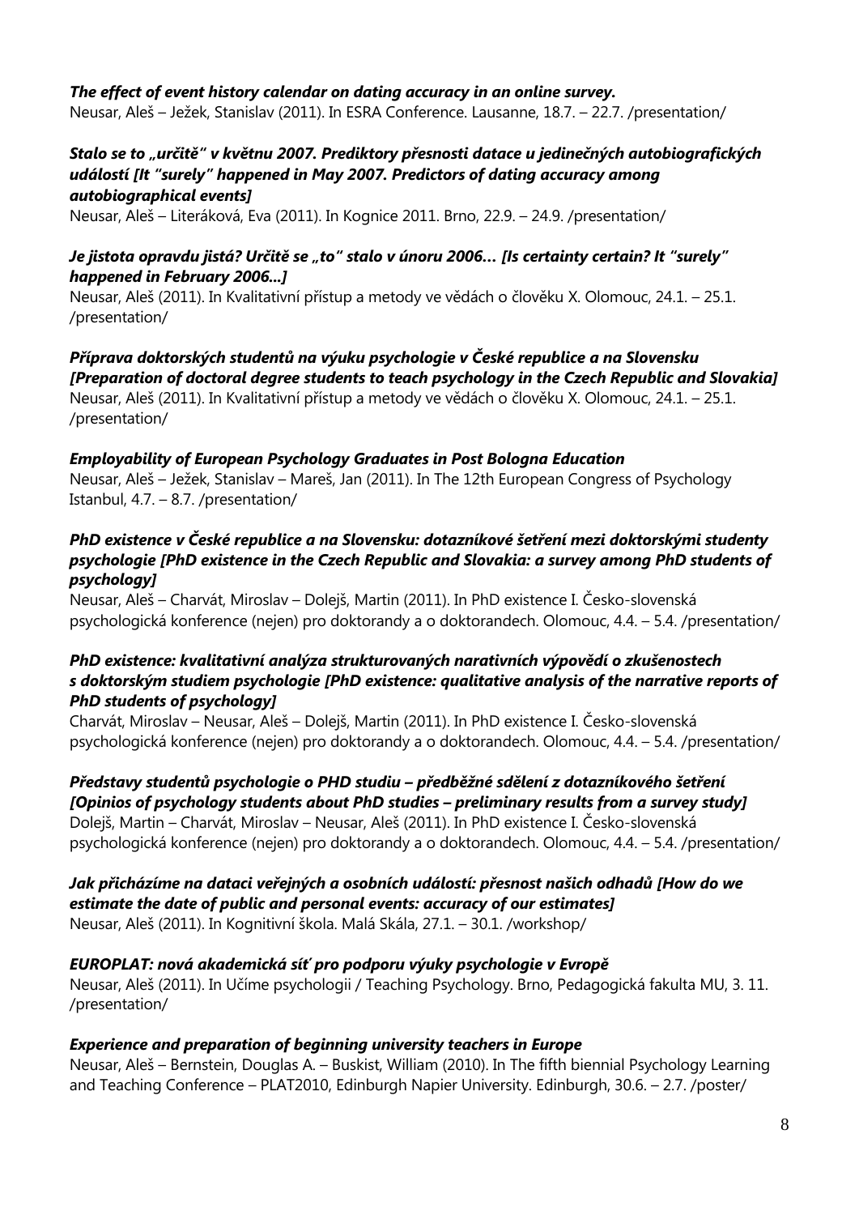***The effect of event history calendar on dating accuracy in an online survey.***
Neusar, Aleš – Ježek, Stanislav (2011). In ESRA Conference. Lausanne, 18.7. – 22.7. /presentation/

***Stalo se to „určitě" v květnu 2007. Prediktory přesnosti datace u jedinečných autobiografických událostí [It "surely" happened in May 2007. Predictors of dating accuracy among autobiographical events]***
Neusar, Aleš – Literáková, Eva (2011). In Kognice 2011. Brno, 22.9. – 24.9. /presentation/

***Je jistota opravdu jistá? Určitě se „to" stalo v únoru 2006… [Is certainty certain? It "surely" happened in February 2006...]***
Neusar, Aleš (2011). In Kvalitativní přístup a metody ve vědách o člověku X. Olomouc, 24.1. – 25.1. /presentation/

***Příprava doktorských studentů na výuku psychologie v České republice a na Slovensku [Preparation of doctoral degree students to teach psychology in the Czech Republic and Slovakia]***
Neusar, Aleš (2011). In Kvalitativní přístup a metody ve vědách o člověku X. Olomouc, 24.1. – 25.1. /presentation/

***Employability of European Psychology Graduates in Post Bologna Education***
Neusar, Aleš – Ježek, Stanislav – Mareš, Jan (2011). In The 12th European Congress of Psychology Istanbul, 4.7. – 8.7. /presentation/

***PhD existence v České republice a na Slovensku: dotazníkové šetření mezi doktorskými studenty psychologie [PhD existence in the Czech Republic and Slovakia: a survey among PhD students of psychology]***
Neusar, Aleš – Charvát, Miroslav – Dolejš, Martin (2011). In PhD existence I. Česko-slovenská psychologická konference (nejen) pro doktorandy a o doktorandech. Olomouc, 4.4. – 5.4. /presentation/

***PhD existence: kvalitativní analýza strukturovaných narativních výpovědí o zkušenostech s doktorským studiem psychologie [PhD existence: qualitative analysis of the narrative reports of PhD students of psychology]***
Charvát, Miroslav – Neusar, Aleš – Dolejš, Martin (2011). In PhD existence I. Česko-slovenská psychologická konference (nejen) pro doktorandy a o doktorandech. Olomouc, 4.4. – 5.4. /presentation/

***Představy studentů psychologie o PHD studiu – předběžné sdělení z dotazníkového šetření [Opinios of psychology students about PhD studies – preliminary results from a survey study]***
Dolejš, Martin – Charvát, Miroslav – Neusar, Aleš (2011). In PhD existence I. Česko-slovenská psychologická konference (nejen) pro doktorandy a o doktorandech. Olomouc, 4.4. – 5.4. /presentation/

***Jak přicházíme na dataci veřejných a osobních událostí: přesnost našich odhadů [How do we estimate the date of public and personal events: accuracy of our estimates]***
Neusar, Aleš (2011). In Kognitivní škola. Malá Skála, 27.1. – 30.1. /workshop/

***EUROPLAT: nová akademická síť pro podporu výuky psychologie v Evropě***
Neusar, Aleš (2011). In Učíme psychologii / Teaching Psychology. Brno, Pedagogická fakulta MU, 3. 11. /presentation/

***Experience and preparation of beginning university teachers in Europe***
Neusar, Aleš – Bernstein, Douglas A. – Buskist, William (2010). In The fifth biennial Psychology Learning and Teaching Conference – PLAT2010, Edinburgh Napier University. Edinburgh, 30.6. – 2.7. /poster/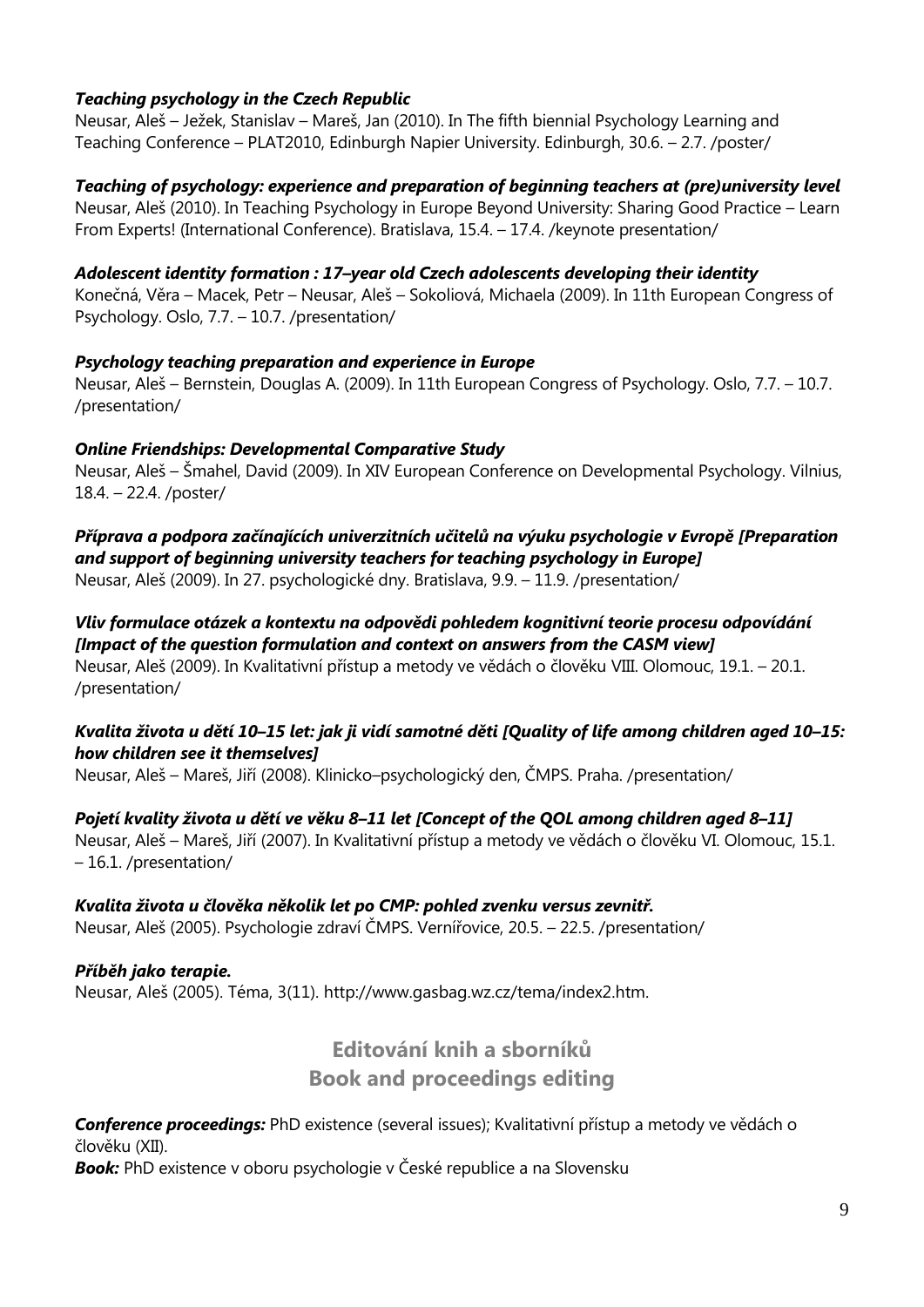***Teaching psychology in the Czech Republic***
Neusar, Aleš – Ježek, Stanislav – Mareš, Jan (2010). In The fifth biennial Psychology Learning and Teaching Conference – PLAT2010, Edinburgh Napier University. Edinburgh, 30.6. – 2.7. /poster/

***Teaching of psychology: experience and preparation of beginning teachers at (pre)university level***
Neusar, Aleš (2010). In Teaching Psychology in Europe Beyond University: Sharing Good Practice – Learn From Experts! (International Conference). Bratislava, 15.4. – 17.4. /keynote presentation/

***Adolescent identity formation : 17–year old Czech adolescents developing their identity***
Konečná, Věra – Macek, Petr – Neusar, Aleš – Sokoliová, Michaela (2009). In 11th European Congress of Psychology. Oslo, 7.7. – 10.7. /presentation/

***Psychology teaching preparation and experience in Europe***
Neusar, Aleš – Bernstein, Douglas A. (2009). In 11th European Congress of Psychology. Oslo, 7.7. – 10.7. /presentation/

***Online Friendships: Developmental Comparative Study***
Neusar, Aleš – Šmahel, David (2009). In XIV European Conference on Developmental Psychology. Vilnius, 18.4. – 22.4. /poster/

***Příprava a podpora začínajících univerzitních učitelů na výuku psychologie v Evropě [Preparation and support of beginning university teachers for teaching psychology in Europe]***
Neusar, Aleš (2009). In 27. psychologické dny. Bratislava, 9.9. – 11.9. /presentation/

***Vliv formulace otázek a kontextu na odpovědi pohledem kognitivní teorie procesu odpovídání [Impact of the question formulation and context on answers from the CASM view]***
Neusar, Aleš (2009). In Kvalitativní přístup a metody ve vědách o člověku VIII. Olomouc, 19.1. – 20.1. /presentation/

***Kvalita života u dětí 10–15 let: jak ji vidí samotné děti [Quality of life among children aged 10–15: how children see it themselves]***
Neusar, Aleš – Mareš, Jiří (2008). Klinicko–psychologický den, ČMPS. Praha. /presentation/

***Pojetí kvality života u dětí ve věku 8–11 let [Concept of the QOL among children aged 8–11]***
Neusar, Aleš – Mareš, Jiří (2007). In Kvalitativní přístup a metody ve vědách o člověku VI. Olomouc, 15.1. – 16.1. /presentation/

***Kvalita života u člověka několik let po CMP: pohled zvenku versus zevnitř.***
Neusar, Aleš (2005). Psychologie zdraví ČMPS. Vernířovice, 20.5. – 22.5. /presentation/

***Příběh jako terapie.***
Neusar, Aleš (2005). Téma, 3(11). http://www.gasbag.wz.cz/tema/index2.htm.

## Editování knih a sborníků
## Book and proceedings editing

***Conference proceedings:*** PhD existence (several issues); Kvalitativní přístup a metody ve vědách o člověku (XII).
***Book:*** PhD existence v oboru psychologie v České republice a na Slovensku